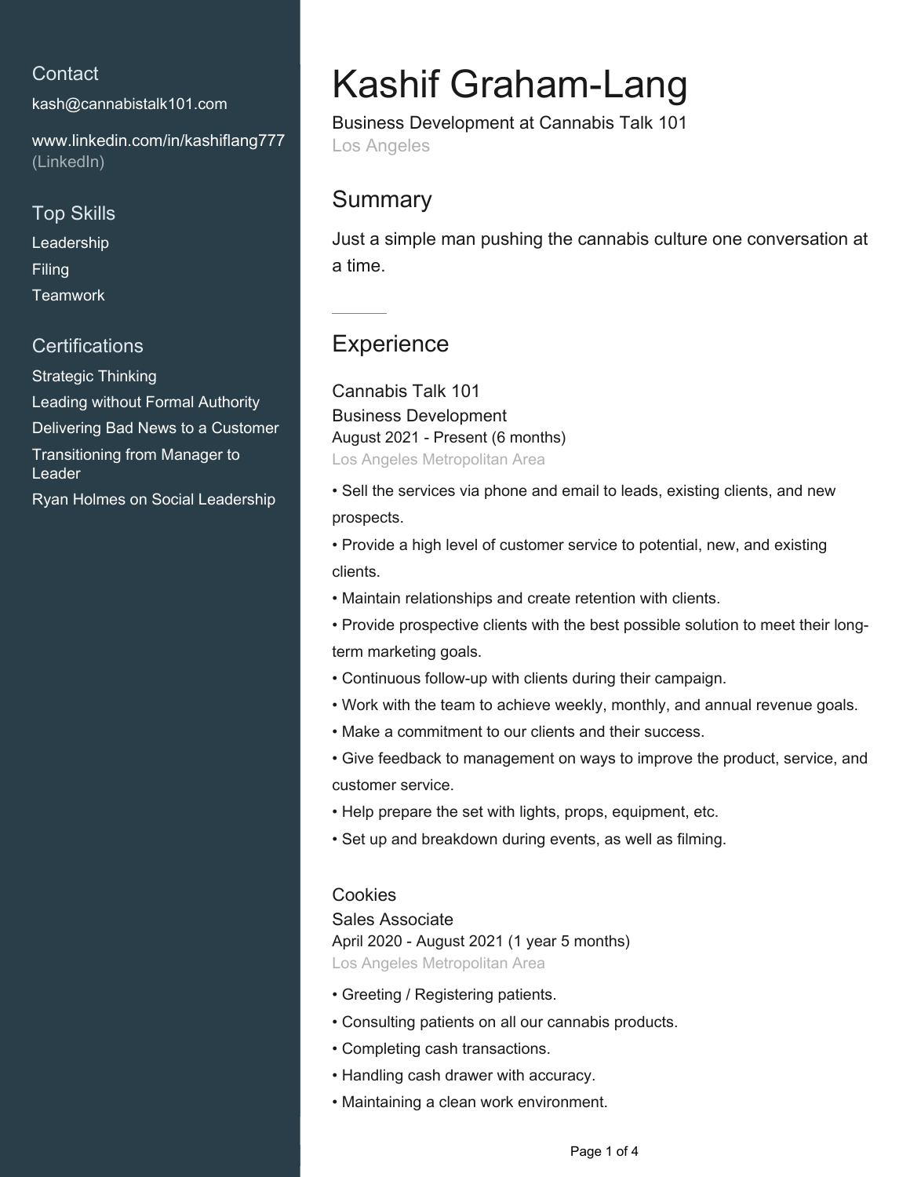## Contact

kash@cannabistalk101.com

www.linkedin.com/in/kashiflang777 (LinkedIn)

## Top Skills

Leadership
Filing
Teamwork

## Certifications

Strategic Thinking
Leading without Formal Authority
Delivering Bad News to a Customer
Transitioning from Manager to Leader
Ryan Holmes on Social Leadership

# Kashif Graham-Lang

Business Development at Cannabis Talk 101
Los Angeles

## Summary

Just a simple man pushing the cannabis culture one conversation at a time.

## Experience

### Cannabis Talk 101

Business Development
August 2021 - Present (6 months)
Los Angeles Metropolitan Area

- Sell the services via phone and email to leads, existing clients, and new prospects.
- Provide a high level of customer service to potential, new, and existing clients.
- Maintain relationships and create retention with clients.
- Provide prospective clients with the best possible solution to meet their long-term marketing goals.
- Continuous follow-up with clients during their campaign.
- Work with the team to achieve weekly, monthly, and annual revenue goals.
- Make a commitment to our clients and their success.
- Give feedback to management on ways to improve the product, service, and customer service.
- Help prepare the set with lights, props, equipment, etc.
- Set up and breakdown during events, as well as filming.

### Cookies

Sales Associate
April 2020 - August 2021 (1 year 5 months)
Los Angeles Metropolitan Area

- Greeting / Registering patients.
- Consulting patients on all our cannabis products.
- Completing cash transactions.
- Handling cash drawer with accuracy.
- Maintaining a clean work environment.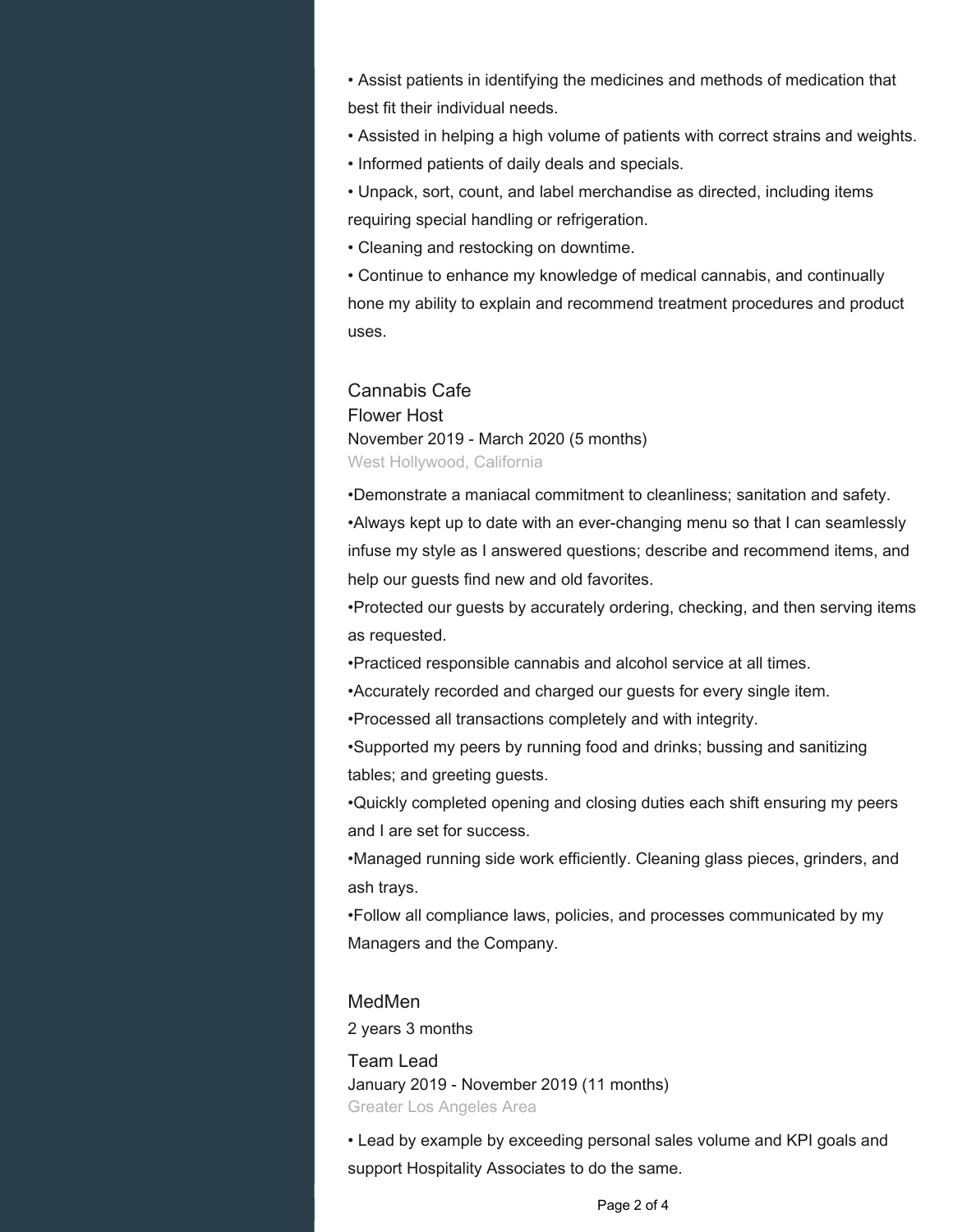• Assist patients in identifying the medicines and methods of medication that best fit their individual needs.
• Assisted in helping a high volume of patients with correct strains and weights.
• Informed patients of daily deals and specials.
• Unpack, sort, count, and label merchandise as directed, including items requiring special handling or refrigeration.
• Cleaning and restocking on downtime.
• Continue to enhance my knowledge of medical cannabis, and continually hone my ability to explain and recommend treatment procedures and product uses.

### Cannabis Cafe

Flower Host
November 2019 - March 2020 (5 months)
West Hollywood, California

•Demonstrate a maniacal commitment to cleanliness; sanitation and safety.
•Always kept up to date with an ever-changing menu so that I can seamlessly infuse my style as I answered questions; describe and recommend items, and help our guests find new and old favorites.
•Protected our guests by accurately ordering, checking, and then serving items as requested.
•Practiced responsible cannabis and alcohol service at all times.
•Accurately recorded and charged our guests for every single item.
•Processed all transactions completely and with integrity.
•Supported my peers by running food and drinks; bussing and sanitizing tables; and greeting guests.
•Quickly completed opening and closing duties each shift ensuring my peers and I are set for success.
•Managed running side work efficiently. Cleaning glass pieces, grinders, and ash trays.
•Follow all compliance laws, policies, and processes communicated by my Managers and the Company.

### MedMen

2 years 3 months

Team Lead
January 2019 - November 2019 (11 months)
Greater Los Angeles Area

• Lead by example by exceeding personal sales volume and KPI goals and support Hospitality Associates to do the same.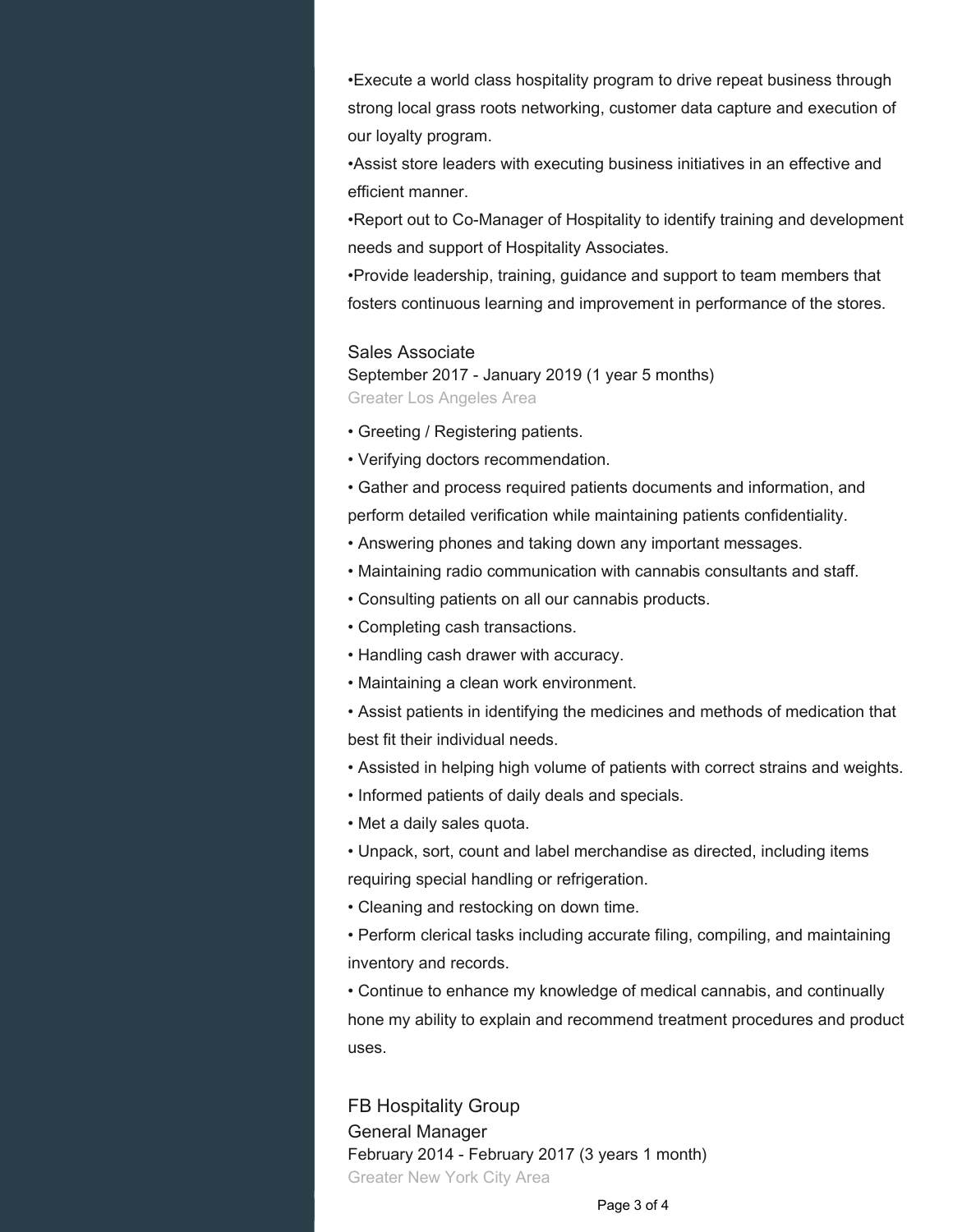•Execute a world class hospitality program to drive repeat business through strong local grass roots networking, customer data capture and execution of our loyalty program.
•Assist store leaders with executing business initiatives in an effective and efficient manner.
•Report out to Co-Manager of Hospitality to identify training and development needs and support of Hospitality Associates.
•Provide leadership, training, guidance and support to team members that fosters continuous learning and improvement in performance of the stores.

### Sales Associate

September 2017 - January 2019 (1 year 5 months)
Greater Los Angeles Area

- Greeting / Registering patients.
- Verifying doctors recommendation.
- Gather and process required patients documents and information, and perform detailed verification while maintaining patients confidentiality.
- Answering phones and taking down any important messages.
- Maintaining radio communication with cannabis consultants and staff.
- Consulting patients on all our cannabis products.
- Completing cash transactions.
- Handling cash drawer with accuracy.
- Maintaining a clean work environment.
- Assist patients in identifying the medicines and methods of medication that best fit their individual needs.
- Assisted in helping high volume of patients with correct strains and weights.
- Informed patients of daily deals and specials.
- Met a daily sales quota.
- Unpack, sort, count and label merchandise as directed, including items requiring special handling or refrigeration.
- Cleaning and restocking on down time.
- Perform clerical tasks including accurate filing, compiling, and maintaining inventory and records.
- Continue to enhance my knowledge of medical cannabis, and continually hone my ability to explain and recommend treatment procedures and product uses.

## FB Hospitality Group

### General Manager

February 2014 - February 2017 (3 years 1 month)
Greater New York City Area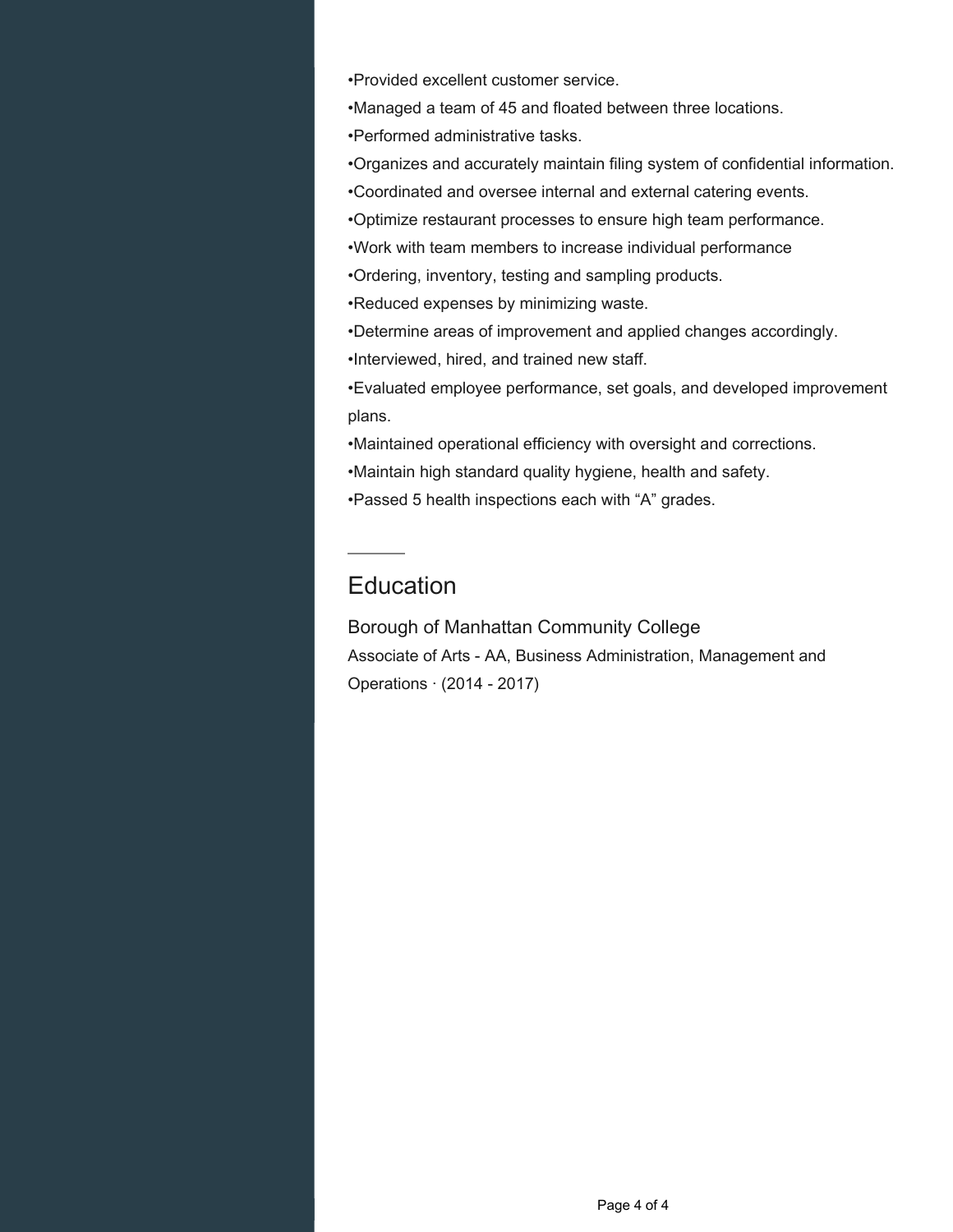•Provided excellent customer service.
•Managed a team of 45 and floated between three locations.
•Performed administrative tasks.
•Organizes and accurately maintain filing system of confidential information.
•Coordinated and oversee internal and external catering events.
•Optimize restaurant processes to ensure high team performance.
•Work with team members to increase individual performance
•Ordering, inventory, testing and sampling products.
•Reduced expenses by minimizing waste.
•Determine areas of improvement and applied changes accordingly.
•Interviewed, hired, and trained new staff.
•Evaluated employee performance, set goals, and developed improvement plans.
•Maintained operational efficiency with oversight and corrections.
•Maintain high standard quality hygiene, health and safety.
•Passed 5 health inspections each with "A" grades.

## Education

### Borough of Manhattan Community College

Associate of Arts - AA, Business Administration, Management and Operations · (2014 - 2017)